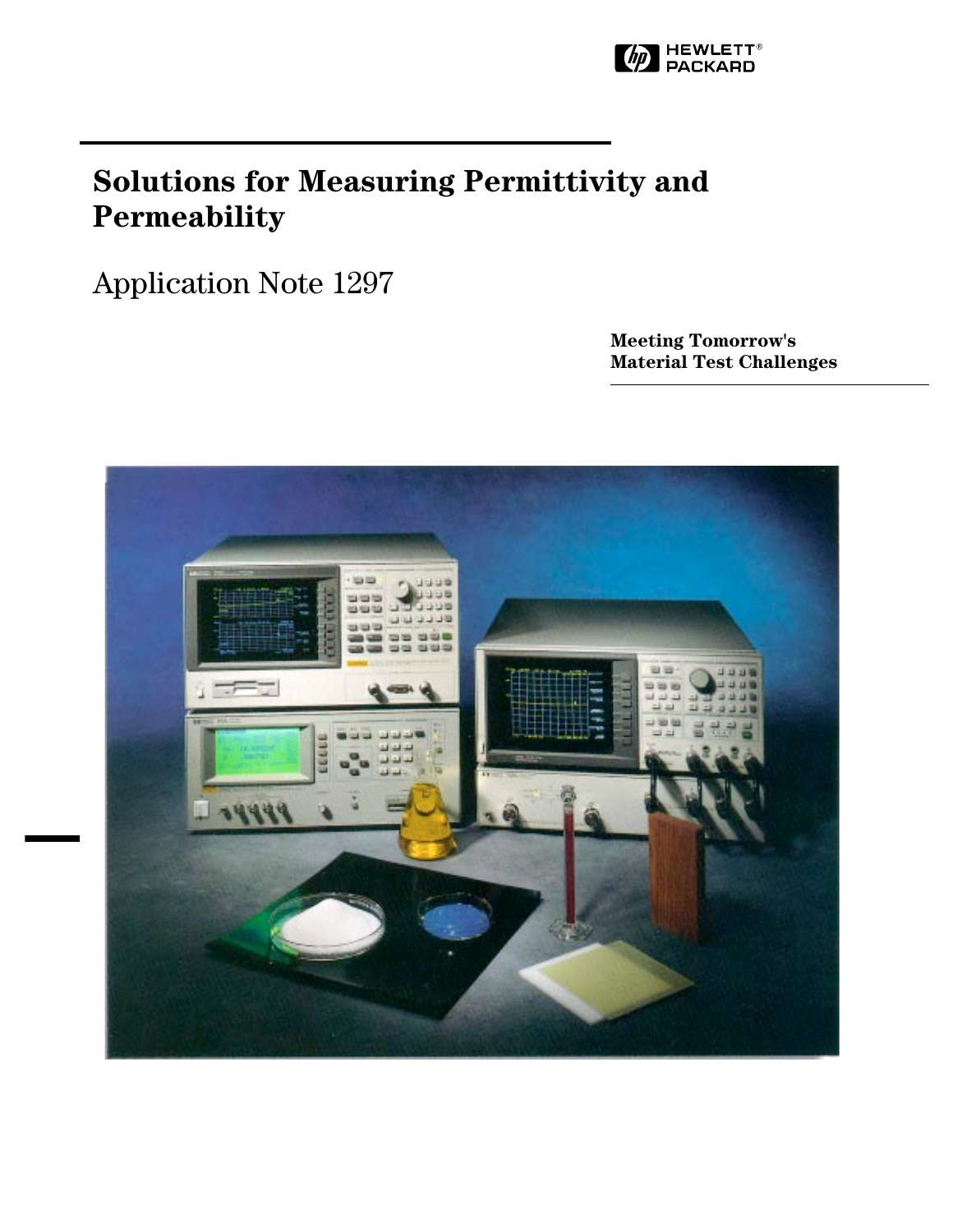HEWLETT® PACKARD

# Solutions for Measuring Permittivity and Permeability

## Application Note 1297

**Meeting Tomorrow's Material Test Challenges**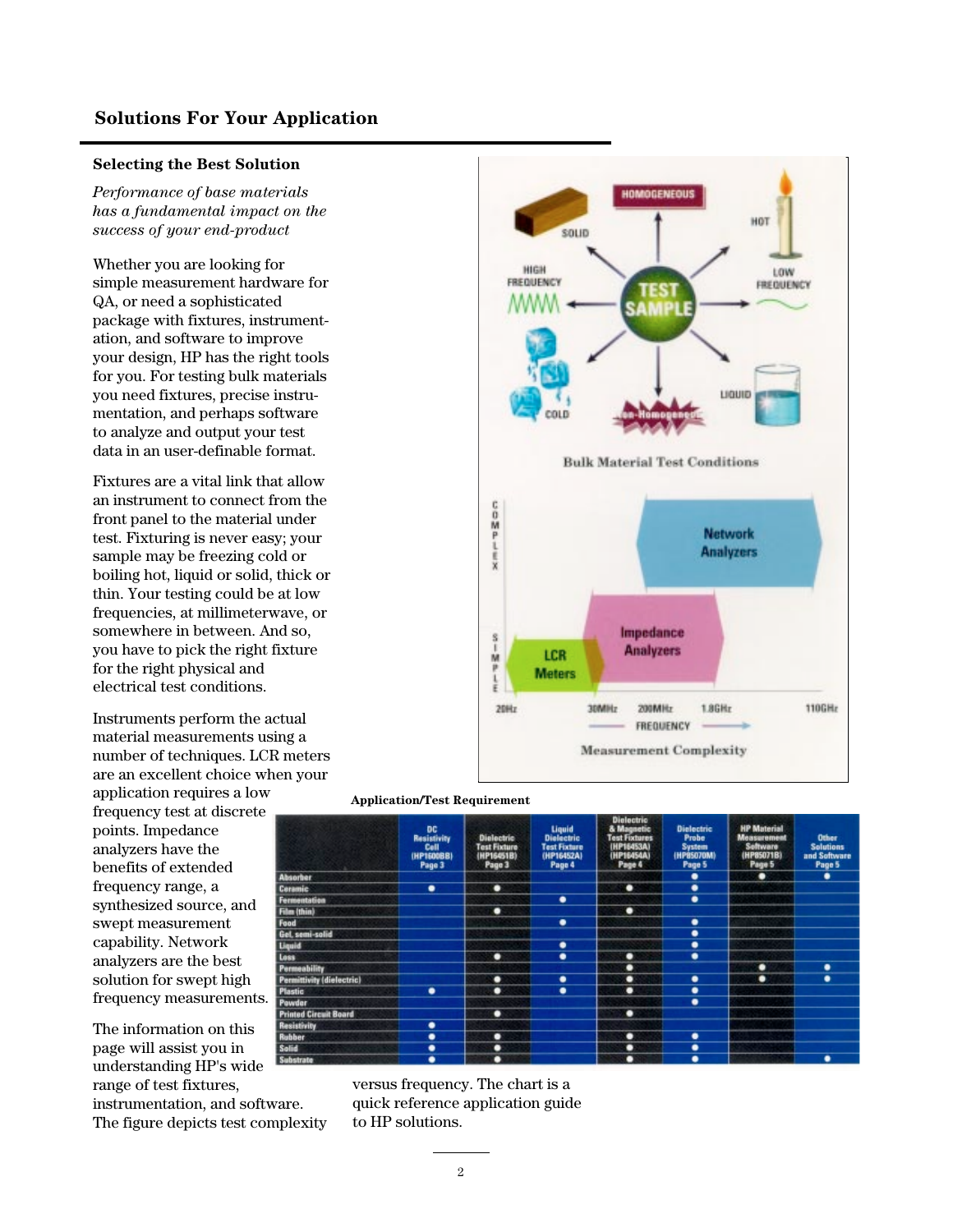## Solutions For Your Application

### Selecting the Best Solution

*Performance of base materials has a fundamental impact on the success of your end-product*

Whether you are looking for simple measurement hardware for QA, or need a sophisticated package with fixtures, instrumentation, and software to improve your design, HP has the right tools for you. For testing bulk materials you need fixtures, precise instrumentation, and perhaps software to analyze and output your test data in an user-definable format.

Fixtures are a vital link that allow an instrument to connect from the front panel to the material under test. Fixturing is never easy; your sample may be freezing cold or boiling hot, liquid or solid, thick or thin. Your testing could be at low frequencies, at millimeterwave, or somewhere in between. And so, you have to pick the right fixture for the right physical and electrical test conditions.

Instruments perform the actual material measurements using a number of techniques. LCR meters are an excellent choice when your application requires a low frequency test at discrete points. Impedance analyzers have the benefits of extended frequency range, a synthesized source, and swept measurement capability. Network analyzers are the best solution for swept high frequency measurements.

The information on this page will assist you in understanding HP's wide range of test fixtures, instrumentation, and software. The figure depicts test complexity versus frequency. The chart is a quick reference application guide to HP solutions.

Bulk Material Test Conditions

Measurement Complexity

**Application/Test Requirement**

| | DC Resistivity Cell (HP16008B) Page 3 | Dielectric Test Fixture (HP16451B) Page 3 | Liquid Dielectric Test Fixture (HP16452A) Page 4 | Dielectric & Magnetic Test Fixtures (HP16453A) (HP16454A) Page 4 | Dielectric Probe System (HP85070M) Page 5 | HP Material Measurement Software (HP85071B) Page 5 | Other Solutions and Software Page 5 |
|---|---|---|---|---|---|---|---|
| Absorber | | | | | ● | ● | ● |
| Ceramic | ● | ● | | ● | ● | | |
| Fermentation | | | ● | | ● | | |
| Film (thin) | | ● | | ● | | | |
| Food | | | ● | | ● | | |
| Gel, semi-solid | | | | | ● | | |
| Liquid | | | ● | | ● | | |
| Loss | | ● | ● | ● | ● | | |
| Permeability | | | | ● | | ● | ● |
| Permittivity (dielectric) | | ● | ● | ● | ● | ● | ● |
| Plastic | ● | ● | ● | ● | ● | | |
| Powder | | | | ● | ● | | |
| Printed Circuit Board | | ● | | ● | | | |
| Resistivity | ● | | | | | | |
| Rubber | ● | ● | | ● | ● | | |
| Solid | ● | ● | | ● | ● | | |
| Substrate | ● | ● | | ● | ● | | ● |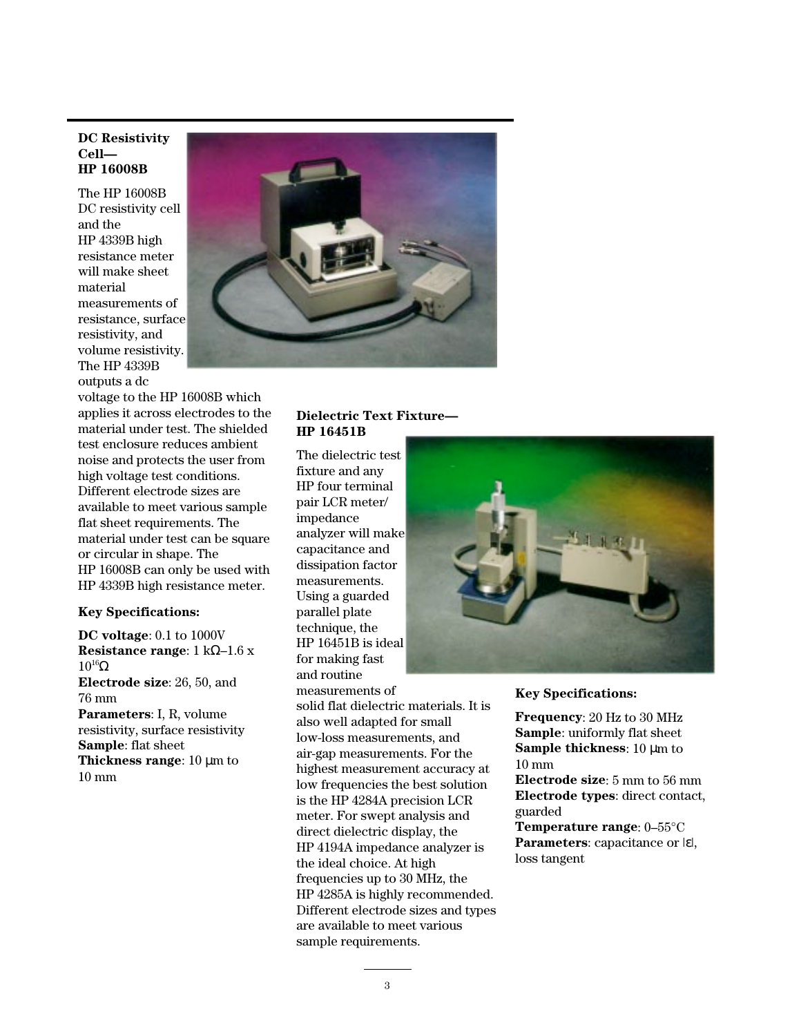## DC Resistivity Cell—HP 16008B

The HP 16008B DC resistivity cell and the HP 4339B high resistance meter will make sheet material measurements of resistance, surface resistivity, and volume resistivity. The HP 4339B outputs a dc voltage to the HP 16008B which applies it across electrodes to the material under test. The shielded test enclosure reduces ambient noise and protects the user from high voltage test conditions. Different electrode sizes are available to meet various sample flat sheet requirements. The material under test can be square or circular in shape. The HP 16008B can only be used with HP 4339B high resistance meter.

**Key Specifications:**

**DC voltage**: 0.1 to 1000V
**Resistance range**: 1 kΩ–1.6 x $10^{16}$Ω
**Electrode size**: 26, 50, and 76 mm
**Parameters**: I, R, volume resistivity, surface resistivity
**Sample**: flat sheet
**Thickness range**: 10 μm to 10 mm

## Dielectric Text Fixture—HP 16451B

The dielectric test fixture and any HP four terminal pair LCR meter/ impedance analyzer will make capacitance and dissipation factor measurements. Using a guarded parallel plate technique, the HP 16451B is ideal for making fast and routine measurements of solid flat dielectric materials. It is also well adapted for small low-loss measurements, and air-gap measurements. For the highest measurement accuracy at low frequencies the best solution is the HP 4284A precision LCR meter. For swept analysis and direct dielectric display, the HP 4194A impedance analyzer is the ideal choice. At high frequencies up to 30 MHz, the HP 4285A is highly recommended. Different electrode sizes and types are available to meet various sample requirements.

**Key Specifications:**

**Frequency**: 20 Hz to 30 MHz
**Sample**: uniformly flat sheet
**Sample thickness**: 10 μm to 10 mm
**Electrode size**: 5 mm to 56 mm
**Electrode types**: direct contact, guarded
**Temperature range**: 0–55°C
**Parameters**: capacitance or |ε|, loss tangent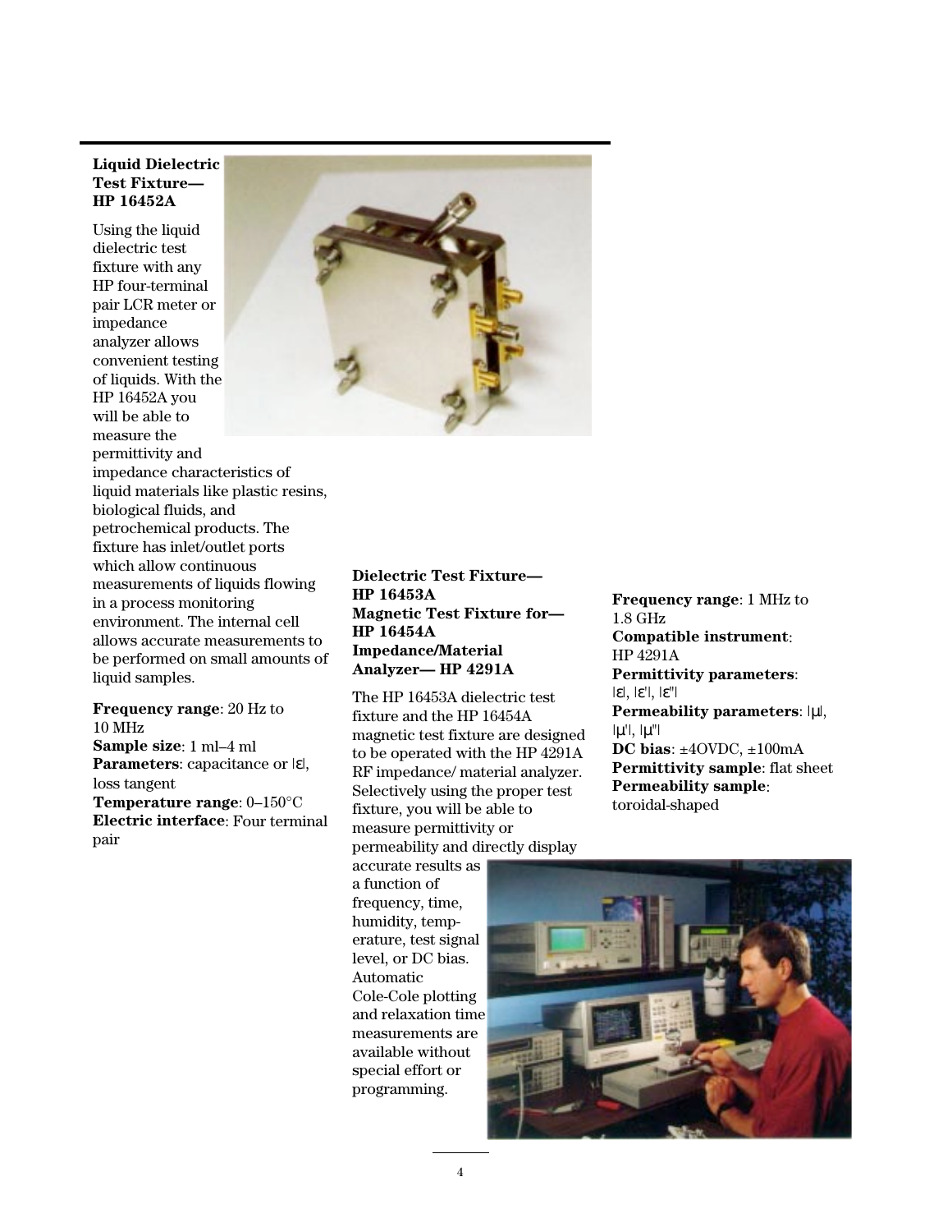## Liquid Dielectric Test Fixture— HP 16452A

Using the liquid dielectric test fixture with any HP four-terminal pair LCR meter or impedance analyzer allows convenient testing of liquids. With the HP 16452A you will be able to measure the permittivity and impedance characteristics of liquid materials like plastic resins, biological fluids, and petrochemical products. The fixture has inlet/outlet ports which allow continuous measurements of liquids flowing in a process monitoring environment. The internal cell allows accurate measurements to be performed on small amounts of liquid samples.

**Frequency range**: 20 Hz to 10 MHz
**Sample size**: 1 ml–4 ml
**Parameters**: capacitance or |ε|, loss tangent
**Temperature range**: 0–150°C
**Electric interface**: Four terminal pair

## Dielectric Test Fixture— HP 16453A
## Magnetic Test Fixture for— HP 16454A
## Impedance/Material Analyzer— HP 4291A

The HP 16453A dielectric test fixture and the HP 16454A magnetic test fixture are designed to be operated with the HP 4291A RF impedance/ material analyzer. Selectively using the proper test fixture, you will be able to measure permittivity or permeability and directly display accurate results as a function of frequency, time, humidity, temperature, test signal level, or DC bias. Automatic Cole-Cole plotting and relaxation time measurements are available without special effort or programming.

**Frequency range**: 1 MHz to 1.8 GHz
**Compatible instrument**: HP 4291A
**Permittivity parameters**: |ε|, |ε'|, |ε''|
**Permeability parameters**: |μ|, |μ'|, |μ''|
**DC bias**: ±4OVDC, ±100mA
**Permittivity sample**: flat sheet
**Permeability sample**: toroidal-shaped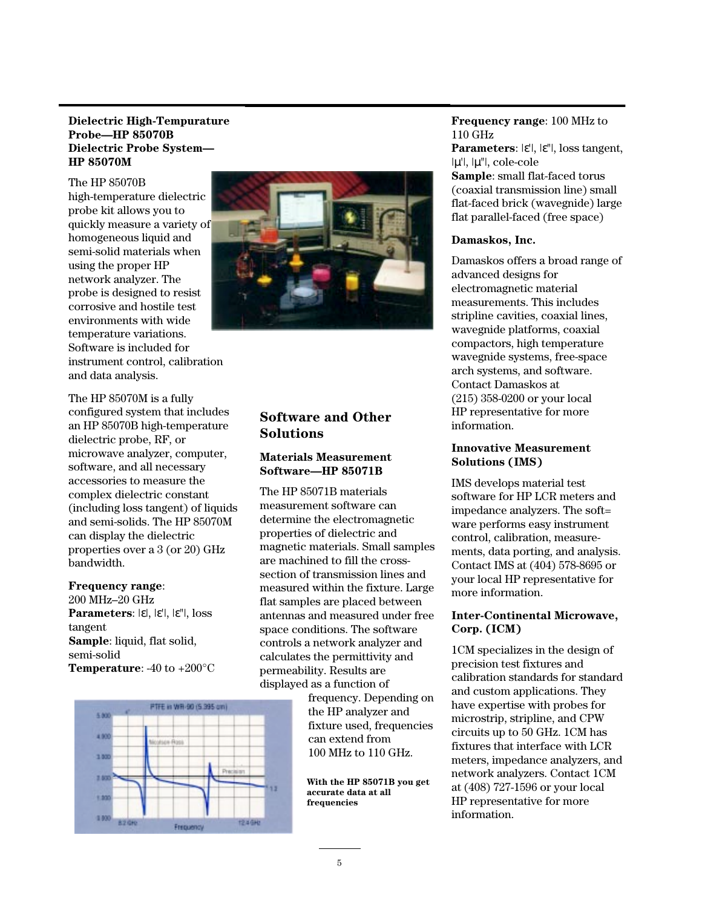**Dielectric High-Tempurature Probe—HP 85070B**
**Dielectric Probe System—HP 85070M**

The HP 85070B high-temperature dielectric probe kit allows you to quickly measure a variety of homogeneous liquid and semi-solid materials when using the proper HP network analyzer. The probe is designed to resist corrosive and hostile test environments with wide temperature variations. Software is included for instrument control, calibration and data analysis.

The HP 85070M is a fully configured system that includes an HP 85070B high-temperature dielectric probe, RF, or microwave analyzer, computer, software, and all necessary accessories to measure the complex dielectric constant (including loss tangent) of liquids and semi-solids. The HP 85070M can display the dielectric properties over a 3 (or 20) GHz bandwidth.

**Frequency range**: 200 MHz–20 GHz
**Parameters**: |ε|, |ε'|, |ε''|, loss tangent
**Sample**: liquid, flat solid, semi-solid
**Temperature**: -40 to +200°C

## Software and Other Solutions

**Materials Measurement Software—HP 85071B**

The HP 85071B materials measurement software can determine the electromagnetic properties of dielectric and magnetic materials. Small samples are machined to fill the cross-section of transmission lines and measured within the fixture. Large flat samples are placed between antennas and measured under free space conditions. The software controls a network analyzer and calculates the permittivity and permeability. Results are displayed as a function of frequency. Depending on the HP analyzer and fixture used, frequencies can extend from 100 MHz to 110 GHz.

**With the HP 85071B you get accurate data at all frequencies**

**Frequency range**: 100 MHz to 110 GHz
**Parameters**: |ε'|, |ε''|, loss tangent, |μ'|, |μ''|, cole-cole
**Sample**: small flat-faced torus (coaxial transmission line) small flat-faced brick (wavegnide) large flat parallel-faced (free space)

**Damaskos, Inc.**

Damaskos offers a broad range of advanced designs for electromagnetic material measurements. This includes stripline cavities, coaxial lines, wavegnide platforms, coaxial compactors, high temperature wavegnide systems, free-space arch systems, and software. Contact Damaskos at (215) 358-0200 or your local HP representative for more information.

**Innovative Measurement Solutions (IMS)**

IMS develops material test software for HP LCR meters and impedance analyzers. The soft= ware performs easy instrument control, calibration, measure- ments, data porting, and analysis. Contact IMS at (404) 578-8695 or your local HP representative for more information.

**Inter-Continental Microwave, Corp. (ICM)**

1CM specializes in the design of precision test fixtures and calibration standards for standard and custom applications. They have expertise with probes for microstrip, stripline, and CPW circuits up to 50 GHz. 1CM has fixtures that interface with LCR meters, impedance analyzers, and network analyzers. Contact 1CM at (408) 727-1596 or your local HP representative for more information.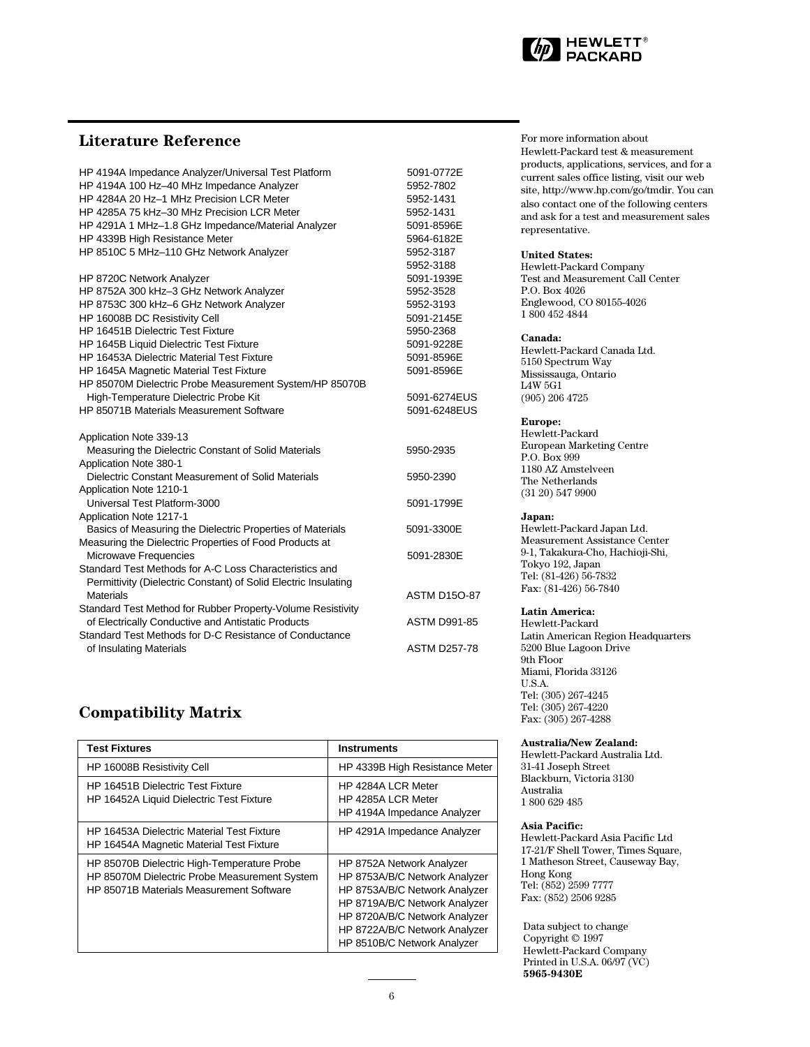## Literature Reference

| | |
|---|---|
| HP 4194A Impedance Analyzer/Universal Test Platform | 5091-0772E |
| HP 4194A 100 Hz–40 MHz Impedance Analyzer | 5952-7802 |
| HP 4284A 20 Hz–1 MHz Precision LCR Meter | 5952-1431 |
| HP 4285A 75 kHz–30 MHz Precision LCR Meter | 5952-1431 |
| HP 4291A 1 MHz–1.8 GHz Impedance/Material Analyzer | 5091-8596E |
| HP 4339B High Resistance Meter | 5964-6182E |
| HP 8510C 5 MHz–110 GHz Network Analyzer | 5952-3187<br>5952-3188 |
| HP 8720C Network Analyzer | 5091-1939E |
| HP 8752A 300 kHz–3 GHz Network Analyzer | 5952-3528 |
| HP 8753C 300 kHz–6 GHz Network Analyzer | 5952-3193 |
| HP 16008B DC Resistivity Cell | 5091-2145E |
| HP 16451B Dielectric Test Fixture | 5950-2368 |
| HP 1645B Liquid Dielectric Test Fixture | 5091-9228E |
| HP 16453A Dielectric Material Test Fixture | 5091-8596E |
| HP 1645A Magnetic Material Test Fixture | 5091-8596E |
| HP 85070M Dielectric Probe Measurement System/HP 85070B High-Temperature Dielectric Probe Kit | 5091-6274EUS |
| HP 85071B Materials Measurement Software | 5091-6248EUS |
| Application Note 339-13 Measuring the Dielectric Constant of Solid Materials | 5950-2935 |
| Application Note 380-1 Dielectric Constant Measurement of Solid Materials | 5950-2390 |
| Application Note 1210-1 Universal Test Platform-3000 | 5091-1799E |
| Application Note 1217-1 Basics of Measuring the Dielectric Properties of Materials | 5091-3300E |
| Measuring the Dielectric Properties of Food Products at Microwave Frequencies | 5091-2830E |
| Standard Test Methods for A-C Loss Characteristics and Permittivity (Dielectric Constant) of Solid Electric Insulating Materials | ASTM D15O-87 |
| Standard Test Method for Rubber Property-Volume Resistivity of Electrically Conductive and Antistatic Products | ASTM D991-85 |
| Standard Test Methods for D-C Resistance of Conductance of Insulating Materials | ASTM D257-78 |

## Compatibility Matrix

| Test Fixtures | Instruments |
|---|---|
| HP 16008B Resistivity Cell | HP 4339B High Resistance Meter |
| HP 16451B Dielectric Test Fixture<br>HP 16452A Liquid Dielectric Test Fixture | HP 4284A LCR Meter<br>HP 4285A LCR Meter<br>HP 4194A Impedance Analyzer |
| HP 16453A Dielectric Material Test Fixture<br>HP 16454A Magnetic Material Test Fixture | HP 4291A Impedance Analyzer |
| HP 85070B Dielectric High-Temperature Probe<br>HP 85070M Dielectric Probe Measurement System<br>HP 85071B Materials Measurement Software | HP 8752A Network Analyzer<br>HP 8753A/B/C Network Analyzer<br>HP 8753A/B/C Network Analyzer<br>HP 8719A/B/C Network Analyzer<br>HP 8720A/B/C Network Analyzer<br>HP 8722A/B/C Network Analyzer<br>HP 8510B/C Network Analyzer |

For more information about Hewlett-Packard test & measurement products, applications, services, and for a current sales office listing, visit our web site, http://www.hp.com/go/tmdir. You can also contact one of the following centers and ask for a test and measurement sales representative.

**United States:**
Hewlett-Packard Company
Test and Measurement Call Center
P.O. Box 4026
Englewood, CO 80155-4026
1 800 452 4844

**Canada:**
Hewlett-Packard Canada Ltd.
5150 Spectrum Way
Mississauga, Ontario
L4W 5G1
(905) 206 4725

**Europe:**
Hewlett-Packard
European Marketing Centre
P.O. Box 999
1180 AZ Amstelveen
The Netherlands
(31 20) 547 9900

**Japan:**
Hewlett-Packard Japan Ltd.
Measurement Assistance Center
9-1, Takakura-Cho, Hachioji-Shi,
Tokyo 192, Japan
Tel: (81-426) 56-7832
Fax: (81-426) 56-7840

**Latin America:**
Hewlett-Packard
Latin American Region Headquarters
5200 Blue Lagoon Drive
9th Floor
Miami, Florida 33126
U.S.A.
Tel: (305) 267-4245
Tel: (305) 267-4220
Fax: (305) 267-4288

**Australia/New Zealand:**
Hewlett-Packard Australia Ltd.
31-41 Joseph Street
Blackburn, Victoria 3130
Australia
1 800 629 485

**Asia Pacific:**
Hewlett-Packard Asia Pacific Ltd
17-21/F Shell Tower, Times Square,
1 Matheson Street, Causeway Bay,
Hong Kong
Tel: (852) 2599 7777
Fax: (852) 2506 9285

Data subject to change
Copyright © 1997
Hewlett-Packard Company
Printed in U.S.A. 06/97 (VC)
**5965-9430E**